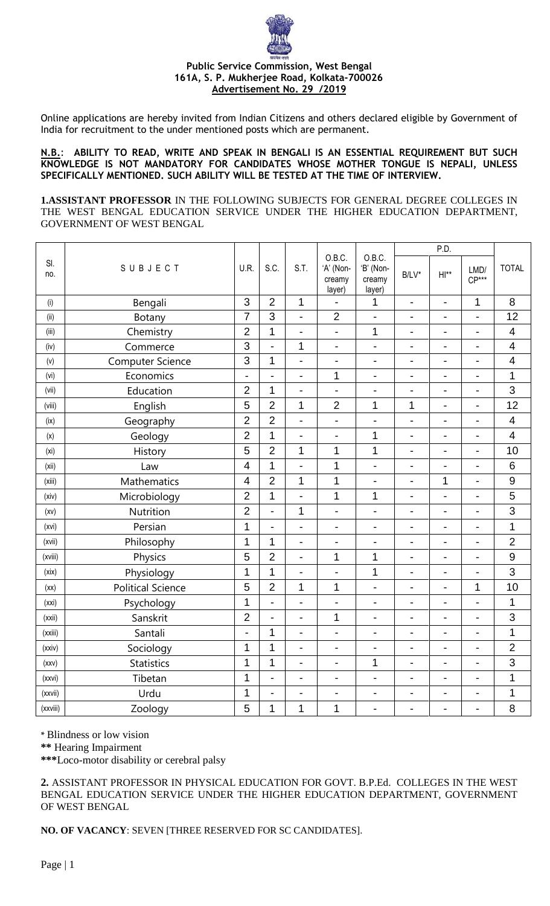**Public Service Commission, West Bengal**
**161A, S. P. Mukherjee Road, Kolkata-700026**
**Advertisement No. 29 /2019**

Online applications are hereby invited from Indian Citizens and others declared eligible by Government of India for recruitment to the under mentioned posts which are permanent.

**N.B.: ABILITY TO READ, WRITE AND SPEAK IN BENGALI IS AN ESSENTIAL REQUIREMENT BUT SUCH KNOWLEDGE IS NOT MANDATORY FOR CANDIDATES WHOSE MOTHER TONGUE IS NEPALI, UNLESS SPECIFICALLY MENTIONED. SUCH ABILITY WILL BE TESTED AT THE TIME OF INTERVIEW.**

**1. ASSISTANT PROFESSOR** IN THE FOLLOWING SUBJECTS FOR GENERAL DEGREE COLLEGES IN THE WEST BENGAL EDUCATION SERVICE UNDER THE HIGHER EDUCATION DEPARTMENT, GOVERNMENT OF WEST BENGAL

| Sl. no. | SUBJECT | U.R. | S.C. | S.T. | O.B.C. 'A' (Non-creamy layer) | O.B.C. 'B' (Non-creamy layer) | P.D. | | | TOTAL |
|---|---|---|---|---|---|---|---|---|---|---|
| | | | | | | | B/LV* | HI** | LMD/ CP*** | |
| (i) | Bengali | 3 | 2 | 1 | - | 1 | - | - | 1 | 8 |
| (ii) | Botany | 7 | 3 | - | 2 | - | - | - | - | 12 |
| (iii) | Chemistry | 2 | 1 | - | - | 1 | - | - | - | 4 |
| (iv) | Commerce | 3 | - | 1 | - | - | - | - | - | 4 |
| (v) | Computer Science | 3 | 1 | - | - | - | - | - | - | 4 |
| (vi) | Economics | - | - | - | 1 | - | - | - | - | 1 |
| (vii) | Education | 2 | 1 | - | - | - | - | - | - | 3 |
| (viii) | English | 5 | 2 | 1 | 2 | 1 | 1 | - | - | 12 |
| (ix) | Geography | 2 | 2 | - | - | - | - | - | - | 4 |
| (x) | Geology | 2 | 1 | - | - | 1 | - | - | - | 4 |
| (xi) | History | 5 | 2 | 1 | 1 | 1 | - | - | - | 10 |
| (xii) | Law | 4 | 1 | - | 1 | - | - | - | - | 6 |
| (xiii) | Mathematics | 4 | 2 | 1 | 1 | - | - | 1 | - | 9 |
| (xiv) | Microbiology | 2 | 1 | - | 1 | 1 | - | - | - | 5 |
| (xv) | Nutrition | 2 | - | 1 | - | - | - | - | - | 3 |
| (xvi) | Persian | 1 | - | - | - | - | - | - | - | 1 |
| (xvii) | Philosophy | 1 | 1 | - | - | - | - | - | - | 2 |
| (xviii) | Physics | 5 | 2 | - | 1 | 1 | - | - | - | 9 |
| (xix) | Physiology | 1 | 1 | - | - | 1 | - | - | - | 3 |
| (xx) | Political Science | 5 | 2 | 1 | 1 | - | - | - | 1 | 10 |
| (xxi) | Psychology | 1 | - | - | - | - | - | - | - | 1 |
| (xxii) | Sanskrit | 2 | - | - | 1 | - | - | - | - | 3 |
| (xxiii) | Santali | - | 1 | - | - | - | - | - | - | 1 |
| (xxiv) | Sociology | 1 | 1 | - | - | - | - | - | - | 2 |
| (xxv) | Statistics | 1 | 1 | - | - | 1 | - | - | - | 3 |
| (xxvi) | Tibetan | 1 | - | - | - | - | - | - | - | 1 |
| (xxvii) | Urdu | 1 | - | - | - | - | - | - | - | 1 |
| (xxviii) | Zoology | 5 | 1 | 1 | 1 | - | - | - | - | 8 |

\* Blindness or low vision

\*\* Hearing Impairment

\*\*\*Loco-motor disability or cerebral palsy

**2.** ASSISTANT PROFESSOR IN PHYSICAL EDUCATION FOR GOVT. B.P.Ed. COLLEGES IN THE WEST BENGAL EDUCATION SERVICE UNDER THE HIGHER EDUCATION DEPARTMENT, GOVERNMENT OF WEST BENGAL

**NO. OF VACANCY**: SEVEN [THREE RESERVED FOR SC CANDIDATES].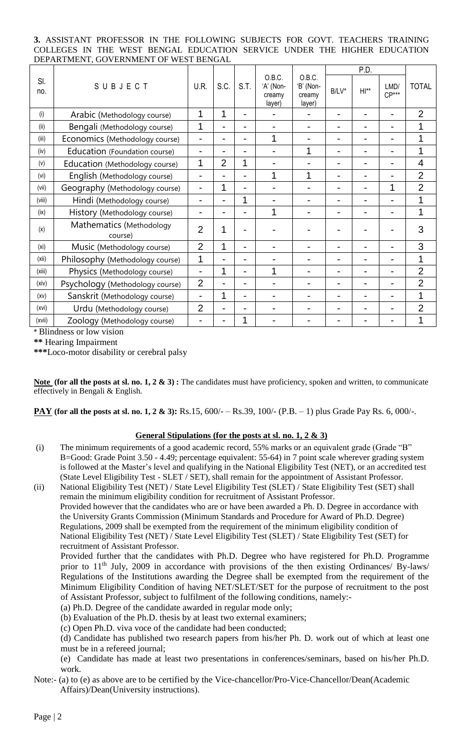**3.** ASSISTANT PROFESSOR IN THE FOLLOWING SUBJECTS FOR GOVT. TEACHERS TRAINING COLLEGES IN THE WEST BENGAL EDUCATION SERVICE UNDER THE HIGHER EDUCATION DEPARTMENT, GOVERNMENT OF WEST BENGAL

| Sl. no. | SUBJECT | U.R. | S.C. | S.T. | O.B.C. 'A' (Non-creamy layer) | O.B.C. 'B' (Non-creamy layer) | P.D. | | | TOTAL |
|---|---|---|---|---|---|---|---|---|---|---|
| | | | | | | | B/LV* | HI** | LMD/ CP*** | |
| (i) | Arabic (Methodology course) | 1 | 1 | - | - | - | - | - | - | 2 |
| (ii) | Bengali (Methodology course) | 1 | - | - | - | - | - | - | - | 1 |
| (iii) | Economics (Methodology course) | - | - | - | 1 | - | - | - | - | 1 |
| (iv) | Education (Foundation course) | - | - | - | - | 1 | - | - | - | 1 |
| (v) | Education (Methodology course) | 1 | 2 | 1 | - | - | - | - | - | 4 |
| (vi) | English (Methodology course) | - | - | - | 1 | 1 | - | - | - | 2 |
| (vii) | Geography (Methodology course) | - | 1 | - | - | - | - | - | 1 | 2 |
| (viii) | Hindi (Methodology course) | - | - | 1 | - | - | - | - | - | 1 |
| (ix) | History (Methodology course) | - | - | - | 1 | - | - | - | - | 1 |
| (x) | Mathematics (Methodology course) | 2 | 1 | - | - | - | - | - | - | 3 |
| (xi) | Music (Methodology course) | 2 | 1 | - | - | - | - | - | - | 3 |
| (xii) | Philosophy (Methodology course) | 1 | - | - | - | - | - | - | - | 1 |
| (xiii) | Physics (Methodology course) | - | 1 | - | 1 | - | - | - | - | 2 |
| (xiv) | Psychology (Methodology course) | 2 | - | - | - | - | - | - | - | 2 |
| (xv) | Sanskrit (Methodology course) | - | 1 | - | - | - | - | - | - | 1 |
| (xvi) | Urdu (Methodology course) | 2 | - | - | - | - | - | - | - | 2 |
| (xvii) | Zoology (Methodology course) | - | - | 1 | - | - | - | - | - | 1 |

\* Blindness or low vision

** Hearing Impairment

***Loco-motor disability or cerebral palsy

**Note (for all the posts at sl. no. 1, 2 & 3) :** The candidates must have proficiency, spoken and written, to communicate effectively in Bengali & English.

**PAY (for all the posts at sl. no. 1, 2 & 3):** Rs.15, 600/- – Rs.39, 100/- (P.B. – 1) plus Grade Pay Rs. 6, 000/-.

**General Stipulations (for the posts at sl. no. 1, 2 & 3)**

(i) The minimum requirements of a good academic record, 55% marks or an equivalent grade (Grade "B" B=Good: Grade Point 3.50 - 4.49; percentage equivalent: 55-64) in 7 point scale wherever grading system is followed at the Master's level and qualifying in the National Eligibility Test (NET), or an accredited test (State Level Eligibility Test - SLET / SET), shall remain for the appointment of Assistant Professor.

(ii) National Eligibility Test (NET) / State Level Eligibility Test (SLET) / State Eligibility Test (SET) shall remain the minimum eligibility condition for recruitment of Assistant Professor.
Provided however that the candidates who are or have been awarded a Ph. D. Degree in accordance with the University Grants Commission (Minimum Standards and Procedure for Award of Ph.D. Degree) Regulations, 2009 shall be exempted from the requirement of the minimum eligibility condition of National Eligibility Test (NET) / State Level Eligibility Test (SLET) / State Eligibility Test (SET) for recruitment of Assistant Professor.
Provided further that the candidates with Ph.D. Degree who have registered for Ph.D. Programme prior to 11th July, 2009 in accordance with provisions of the then existing Ordinances/ By-laws/ Regulations of the Institutions awarding the Degree shall be exempted from the requirement of the Minimum Eligibility Condition of having NET/SLET/SET for the purpose of recruitment to the post of Assistant Professor, subject to fulfilment of the following conditions, namely:-
(a) Ph.D. Degree of the candidate awarded in regular mode only;
(b) Evaluation of the Ph.D. thesis by at least two external examiners;
(c) Open Ph.D. viva voce of the candidate had been conducted;
(d) Candidate has published two research papers from his/her Ph. D. work out of which at least one must be in a refereed journal;
(e) Candidate has made at least two presentations in conferences/seminars, based on his/her Ph.D. work.

Note:- (a) to (e) as above are to be certified by the Vice-chancellor/Pro-Vice-Chancellor/Dean(Academic Affairs)/Dean(University instructions).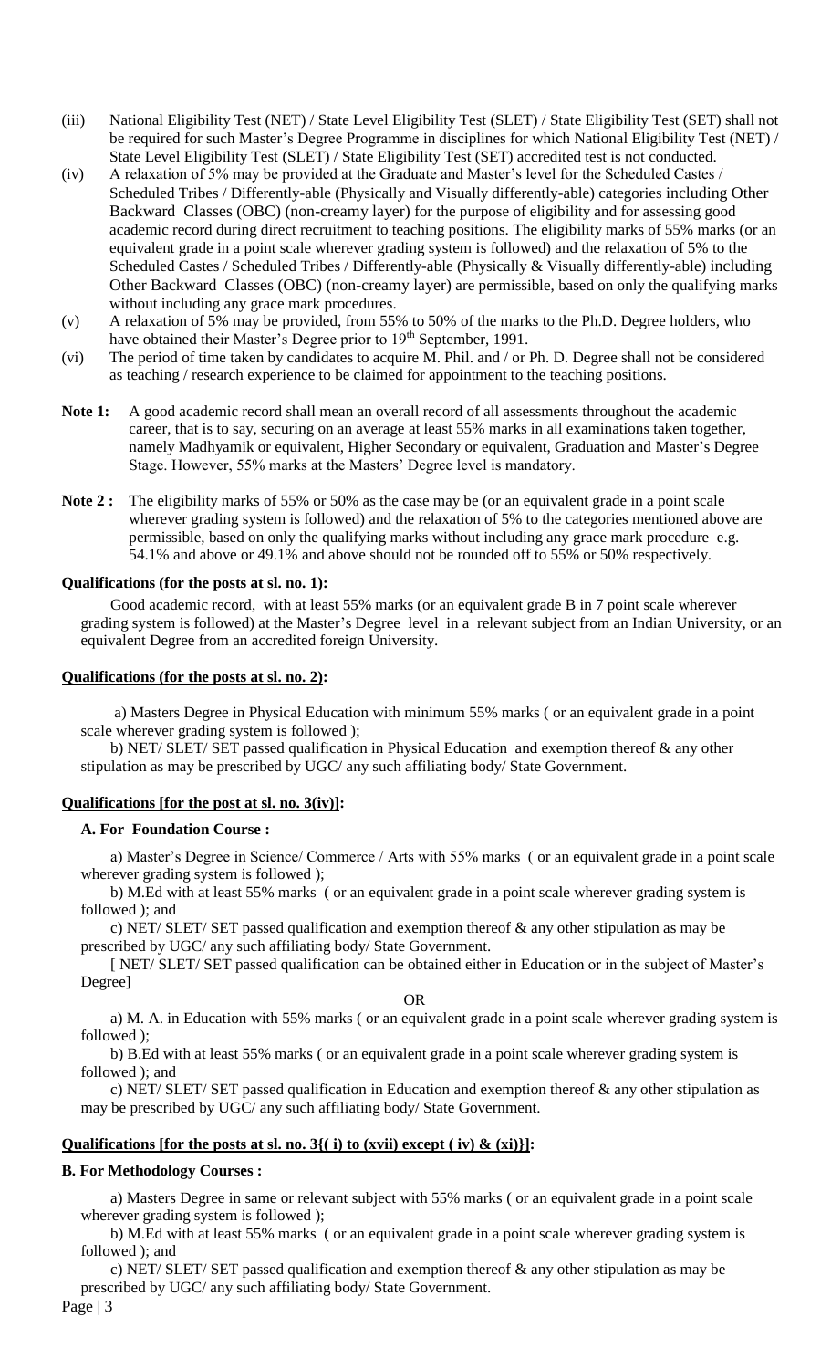(iii) National Eligibility Test (NET) / State Level Eligibility Test (SLET) / State Eligibility Test (SET) shall not be required for such Master's Degree Programme in disciplines for which National Eligibility Test (NET) / State Level Eligibility Test (SLET) / State Eligibility Test (SET) accredited test is not conducted.

(iv) A relaxation of 5% may be provided at the Graduate and Master's level for the Scheduled Castes / Scheduled Tribes / Differently-able (Physically and Visually differently-able) categories including Other Backward Classes (OBC) (non-creamy layer) for the purpose of eligibility and for assessing good academic record during direct recruitment to teaching positions. The eligibility marks of 55% marks (or an equivalent grade in a point scale wherever grading system is followed) and the relaxation of 5% to the Scheduled Castes / Scheduled Tribes / Differently-able (Physically & Visually differently-able) including Other Backward Classes (OBC) (non-creamy layer) are permissible, based on only the qualifying marks without including any grace mark procedures.

(v) A relaxation of 5% may be provided, from 55% to 50% of the marks to the Ph.D. Degree holders, who have obtained their Master's Degree prior to 19th September, 1991.

(vi) The period of time taken by candidates to acquire M. Phil. and / or Ph. D. Degree shall not be considered as teaching / research experience to be claimed for appointment to the teaching positions.

**Note 1:** A good academic record shall mean an overall record of all assessments throughout the academic career, that is to say, securing on an average at least 55% marks in all examinations taken together, namely Madhyamik or equivalent, Higher Secondary or equivalent, Graduation and Master's Degree Stage. However, 55% marks at the Masters' Degree level is mandatory.

**Note 2 :** The eligibility marks of 55% or 50% as the case may be (or an equivalent grade in a point scale wherever grading system is followed) and the relaxation of 5% to the categories mentioned above are permissible, based on only the qualifying marks without including any grace mark procedure e.g. 54.1% and above or 49.1% and above should not be rounded off to 55% or 50% respectively.

**Qualifications (for the posts at sl. no. 1):**

Good academic record, with at least 55% marks (or an equivalent grade B in 7 point scale wherever grading system is followed) at the Master's Degree level in a relevant subject from an Indian University, or an equivalent Degree from an accredited foreign University.

**Qualifications (for the posts at sl. no. 2):**

a) Masters Degree in Physical Education with minimum 55% marks ( or an equivalent grade in a point scale wherever grading system is followed );

b) NET/ SLET/ SET passed qualification in Physical Education and exemption thereof & any other stipulation as may be prescribed by UGC/ any such affiliating body/ State Government.

**Qualifications [for the post at sl. no. 3(iv)]:**

**A. For Foundation Course :**

a) Master's Degree in Science/ Commerce / Arts with 55% marks ( or an equivalent grade in a point scale wherever grading system is followed );

b) M.Ed with at least 55% marks ( or an equivalent grade in a point scale wherever grading system is followed ); and

c) NET/ SLET/ SET passed qualification and exemption thereof & any other stipulation as may be prescribed by UGC/ any such affiliating body/ State Government.

[ NET/ SLET/ SET passed qualification can be obtained either in Education or in the subject of Master's Degree]

OR

a) M. A. in Education with 55% marks ( or an equivalent grade in a point scale wherever grading system is followed );

b) B.Ed with at least 55% marks ( or an equivalent grade in a point scale wherever grading system is followed ); and

c) NET/ SLET/ SET passed qualification in Education and exemption thereof & any other stipulation as may be prescribed by UGC/ any such affiliating body/ State Government.

**Qualifications [for the posts at sl. no. 3{( i) to (xvii) except ( iv) & (xi)}]:**

**B. For Methodology Courses :**

a) Masters Degree in same or relevant subject with 55% marks ( or an equivalent grade in a point scale wherever grading system is followed );

b) M.Ed with at least 55% marks ( or an equivalent grade in a point scale wherever grading system is followed ); and

c) NET/ SLET/ SET passed qualification and exemption thereof & any other stipulation as may be prescribed by UGC/ any such affiliating body/ State Government.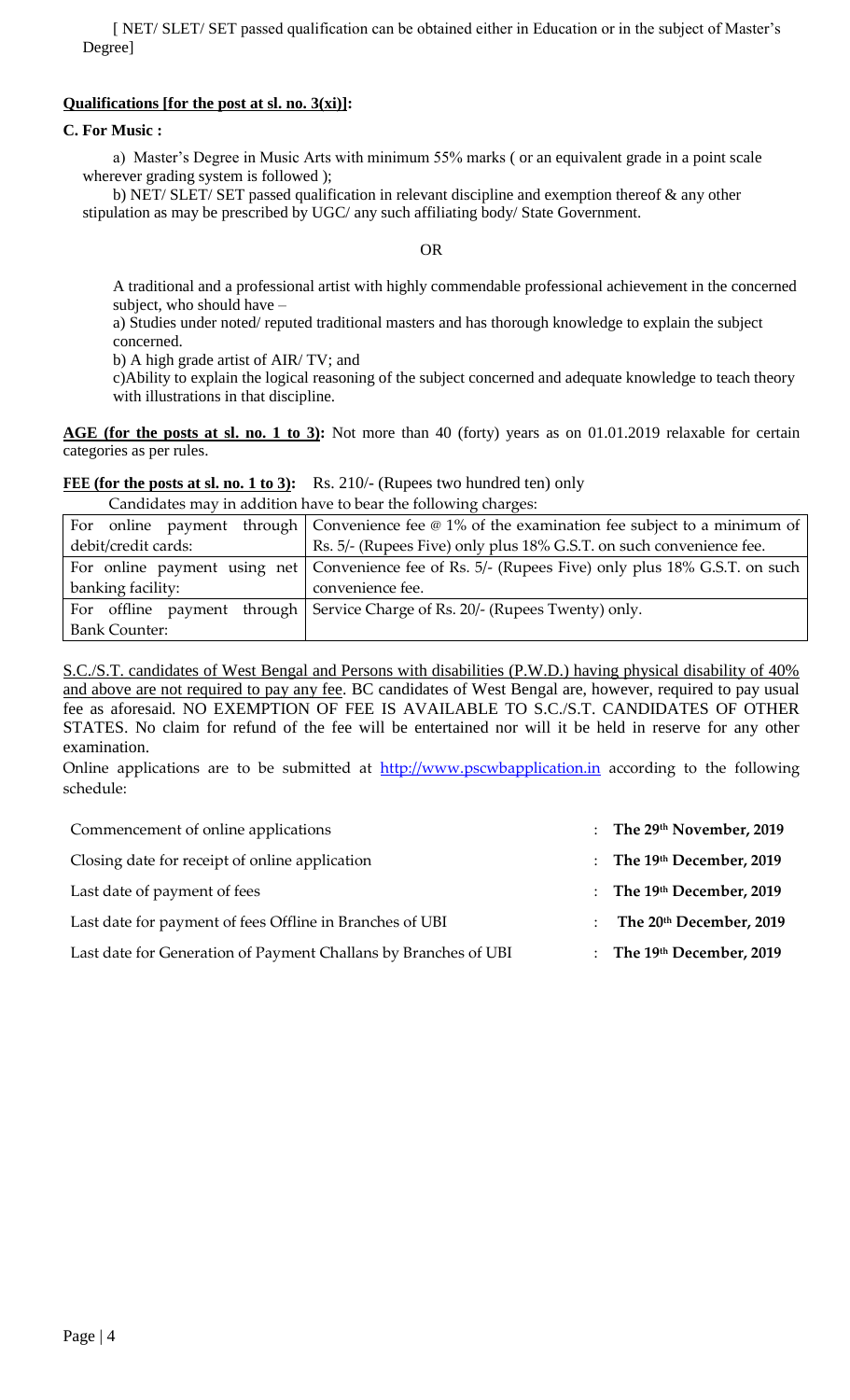[ NET/ SLET/ SET passed qualification can be obtained either in Education or in the subject of Master's Degree]

**Qualifications [for the post at sl. no. 3(xi)]:**

**C. For Music :**

a) Master's Degree in Music Arts with minimum 55% marks ( or an equivalent grade in a point scale wherever grading system is followed );

b) NET/ SLET/ SET passed qualification in relevant discipline and exemption thereof & any other stipulation as may be prescribed by UGC/ any such affiliating body/ State Government.

OR

A traditional and a professional artist with highly commendable professional achievement in the concerned subject, who should have –

a) Studies under noted/ reputed traditional masters and has thorough knowledge to explain the subject concerned.

b) A high grade artist of AIR/ TV; and

c)Ability to explain the logical reasoning of the subject concerned and adequate knowledge to teach theory with illustrations in that discipline.

**AGE (for the posts at sl. no. 1 to 3):** Not more than 40 (forty) years as on 01.01.2019 relaxable for certain categories as per rules.

**FEE (for the posts at sl. no. 1 to 3):** Rs. 210/- (Rupees two hundred ten) only

Candidates may in addition have to bear the following charges:

| | |
|---|---|
| For online payment through debit/credit cards: | Convenience fee @ 1% of the examination fee subject to a minimum of Rs. 5/- (Rupees Five) only plus 18% G.S.T. on such convenience fee. |
| For online payment using net banking facility: | Convenience fee of Rs. 5/- (Rupees Five) only plus 18% G.S.T. on such convenience fee. |
| For offline payment through Bank Counter: | Service Charge of Rs. 20/- (Rupees Twenty) only. |

S.C./S.T. candidates of West Bengal and Persons with disabilities (P.W.D.) having physical disability of 40% and above are not required to pay any fee. BC candidates of West Bengal are, however, required to pay usual fee as aforesaid. NO EXEMPTION OF FEE IS AVAILABLE TO S.C./S.T. CANDIDATES OF OTHER STATES. No claim for refund of the fee will be entertained nor will it be held in reserve for any other examination.

Online applications are to be submitted at http://www.pscwbapplication.in according to the following schedule:

| | | |
|---|---|---|
| Commencement of online applications | : | **The 29th November, 2019** |
| Closing date for receipt of online application | : | **The 19th December, 2019** |
| Last date of payment of fees | : | **The 19th December, 2019** |
| Last date for payment of fees Offline in Branches of UBI | : | **The 20th December, 2019** |
| Last date for Generation of Payment Challans by Branches of UBI | : | **The 19th December, 2019** |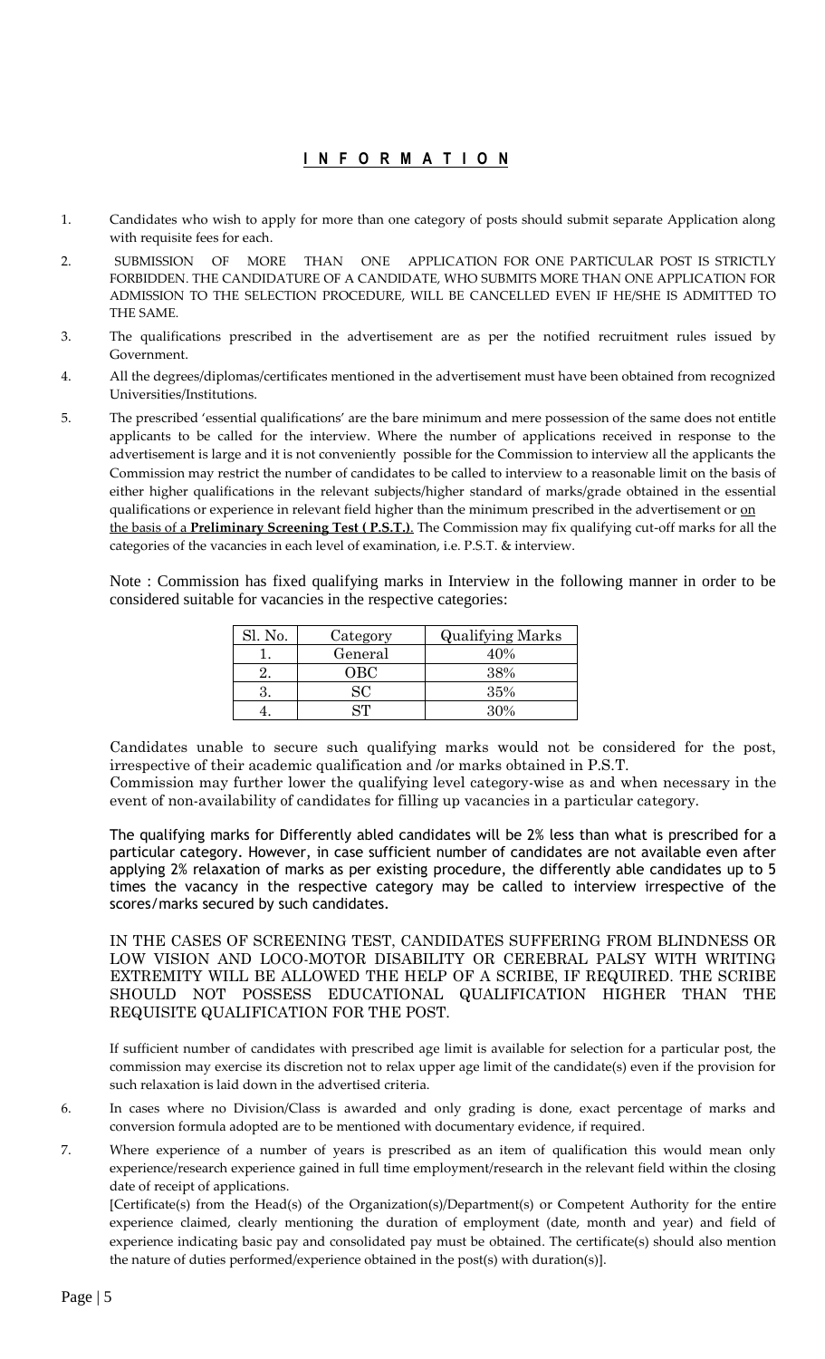# **INFORMATION**

1. Candidates who wish to apply for more than one category of posts should submit separate Application along with requisite fees for each.

2. SUBMISSION OF MORE THAN ONE APPLICATION FOR ONE PARTICULAR POST IS STRICTLY FORBIDDEN. THE CANDIDATURE OF A CANDIDATE, WHO SUBMITS MORE THAN ONE APPLICATION FOR ADMISSION TO THE SELECTION PROCEDURE, WILL BE CANCELLED EVEN IF HE/SHE IS ADMITTED TO THE SAME.

3. The qualifications prescribed in the advertisement are as per the notified recruitment rules issued by Government.

4. All the degrees/diplomas/certificates mentioned in the advertisement must have been obtained from recognized Universities/Institutions.

5. The prescribed 'essential qualifications' are the bare minimum and mere possession of the same does not entitle applicants to be called for the interview. Where the number of applications received in response to the advertisement is large and it is not conveniently possible for the Commission to interview all the applicants the Commission may restrict the number of candidates to be called to interview to a reasonable limit on the basis of either higher qualifications in the relevant subjects/higher standard of marks/grade obtained in the essential qualifications or experience in relevant field higher than the minimum prescribed in the advertisement or on the basis of a **Preliminary Screening Test ( P.S.T.)**. The Commission may fix qualifying cut-off marks for all the categories of the vacancies in each level of examination, i.e. P.S.T. & interview.

   Note : Commission has fixed qualifying marks in Interview in the following manner in order to be considered suitable for vacancies in the respective categories:

   | Sl. No. | Category | Qualifying Marks |
   |---|---|---|
   | 1. | General | 40% |
   | 2. | OBC | 38% |
   | 3. | SC | 35% |
   | 4. | ST | 30% |

   Candidates unable to secure such qualifying marks would not be considered for the post, irrespective of their academic qualification and /or marks obtained in P.S.T.
   Commission may further lower the qualifying level category-wise as and when necessary in the event of non-availability of candidates for filling up vacancies in a particular category.

   The qualifying marks for Differently abled candidates will be 2% less than what is prescribed for a particular category. However, in case sufficient number of candidates are not available even after applying 2% relaxation of marks as per existing procedure, the differently able candidates up to 5 times the vacancy in the respective category may be called to interview irrespective of the scores/marks secured by such candidates.

   IN THE CASES OF SCREENING TEST, CANDIDATES SUFFERING FROM BLINDNESS OR LOW VISION AND LOCO-MOTOR DISABILITY OR CEREBRAL PALSY WITH WRITING EXTREMITY WILL BE ALLOWED THE HELP OF A SCRIBE, IF REQUIRED. THE SCRIBE SHOULD NOT POSSESS EDUCATIONAL QUALIFICATION HIGHER THAN THE REQUISITE QUALIFICATION FOR THE POST.

   If sufficient number of candidates with prescribed age limit is available for selection for a particular post, the commission may exercise its discretion not to relax upper age limit of the candidate(s) even if the provision for such relaxation is laid down in the advertised criteria.

6. In cases where no Division/Class is awarded and only grading is done, exact percentage of marks and conversion formula adopted are to be mentioned with documentary evidence, if required.

7. Where experience of a number of years is prescribed as an item of qualification this would mean only experience/research experience gained in full time employment/research in the relevant field within the closing date of receipt of applications.
   [Certificate(s) from the Head(s) of the Organization(s)/Department(s) or Competent Authority for the entire experience claimed, clearly mentioning the duration of employment (date, month and year) and field of experience indicating basic pay and consolidated pay must be obtained. The certificate(s) should also mention the nature of duties performed/experience obtained in the post(s) with duration(s)].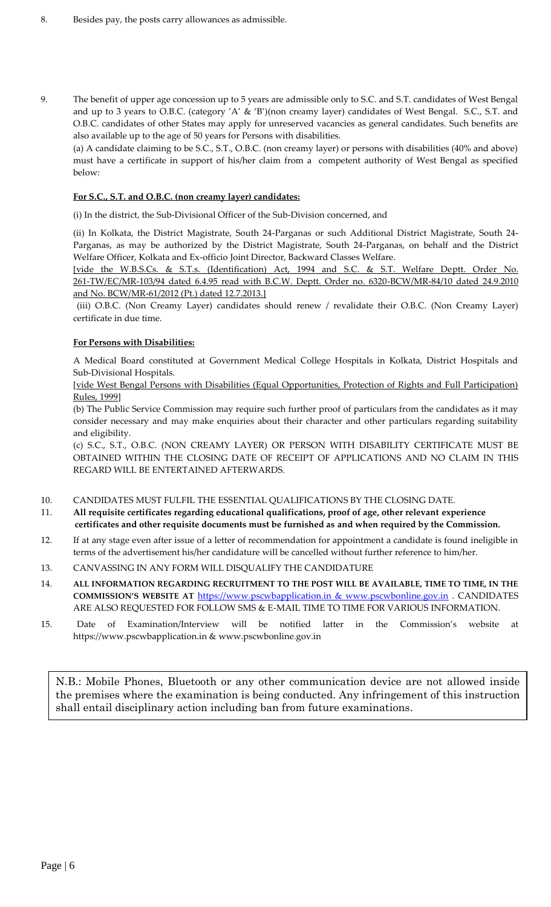8. Besides pay, the posts carry allowances as admissible.

9. The benefit of upper age concession up to 5 years are admissible only to S.C. and S.T. candidates of West Bengal and up to 3 years to O.B.C. (category 'A' & 'B')(non creamy layer) candidates of West Bengal. S.C., S.T. and O.B.C. candidates of other States may apply for unreserved vacancies as general candidates. Such benefits are also available up to the age of 50 years for Persons with disabilities.

   (a) A candidate claiming to be S.C., S.T., O.B.C. (non creamy layer) or persons with disabilities (40% and above) must have a certificate in support of his/her claim from a competent authority of West Bengal as specified below:

   **For S.C., S.T. and O.B.C. (non creamy layer) candidates:**

   (i) In the district, the Sub-Divisional Officer of the Sub-Division concerned, and

   (ii) In Kolkata, the District Magistrate, South 24-Parganas or such Additional District Magistrate, South 24-Parganas, as may be authorized by the District Magistrate, South 24-Parganas, on behalf and the District Welfare Officer, Kolkata and Ex-officio Joint Director, Backward Classes Welfare.

   [vide the W.B.S.Cs. & S.T.s. (Identification) Act, 1994 and S.C. & S.T. Welfare Deptt. Order No. 261-TW/EC/MR-103/94 dated 6.4.95 read with B.C.W. Deptt. Order no. 6320-BCW/MR-84/10 dated 24.9.2010 and No. BCW/MR-61/2012 (Pt.) dated 12.7.2013.]

   (iii) O.B.C. (Non Creamy Layer) candidates should renew / revalidate their O.B.C. (Non Creamy Layer) certificate in due time.

   **For Persons with Disabilities:**

   A Medical Board constituted at Government Medical College Hospitals in Kolkata, District Hospitals and Sub-Divisional Hospitals.

   [vide West Bengal Persons with Disabilities (Equal Opportunities, Protection of Rights and Full Participation) Rules, 1999]

   (b) The Public Service Commission may require such further proof of particulars from the candidates as it may consider necessary and may make enquiries about their character and other particulars regarding suitability and eligibility.

   (c) S.C., S.T., O.B.C. (NON CREAMY LAYER) OR PERSON WITH DISABILITY CERTIFICATE MUST BE OBTAINED WITHIN THE CLOSING DATE OF RECEIPT OF APPLICATIONS AND NO CLAIM IN THIS REGARD WILL BE ENTERTAINED AFTERWARDS.

10. CANDIDATES MUST FULFIL THE ESSENTIAL QUALIFICATIONS BY THE CLOSING DATE.

11. **All requisite certificates regarding educational qualifications, proof of age, other relevant experience certificates and other requisite documents must be furnished as and when required by the Commission.**

12. If at any stage even after issue of a letter of recommendation for appointment a candidate is found ineligible in terms of the advertisement his/her candidature will be cancelled without further reference to him/her.

13. CANVASSING IN ANY FORM WILL DISQUALIFY THE CANDIDATURE

14. **ALL INFORMATION REGARDING RECRUITMENT TO THE POST WILL BE AVAILABLE, TIME TO TIME, IN THE COMMISSION'S WEBSITE AT** https://www.pscwbapplication.in & www.pscwbonline.gov.in . CANDIDATES ARE ALSO REQUESTED FOR FOLLOW SMS & E-MAIL TIME TO TIME FOR VARIOUS INFORMATION.

15. Date of Examination/Interview will be notified latter in the Commission's website at https://www.pscwbapplication.in & www.pscwbonline.gov.in

N.B.: Mobile Phones, Bluetooth or any other communication device are not allowed inside the premises where the examination is being conducted. Any infringement of this instruction shall entail disciplinary action including ban from future examinations.